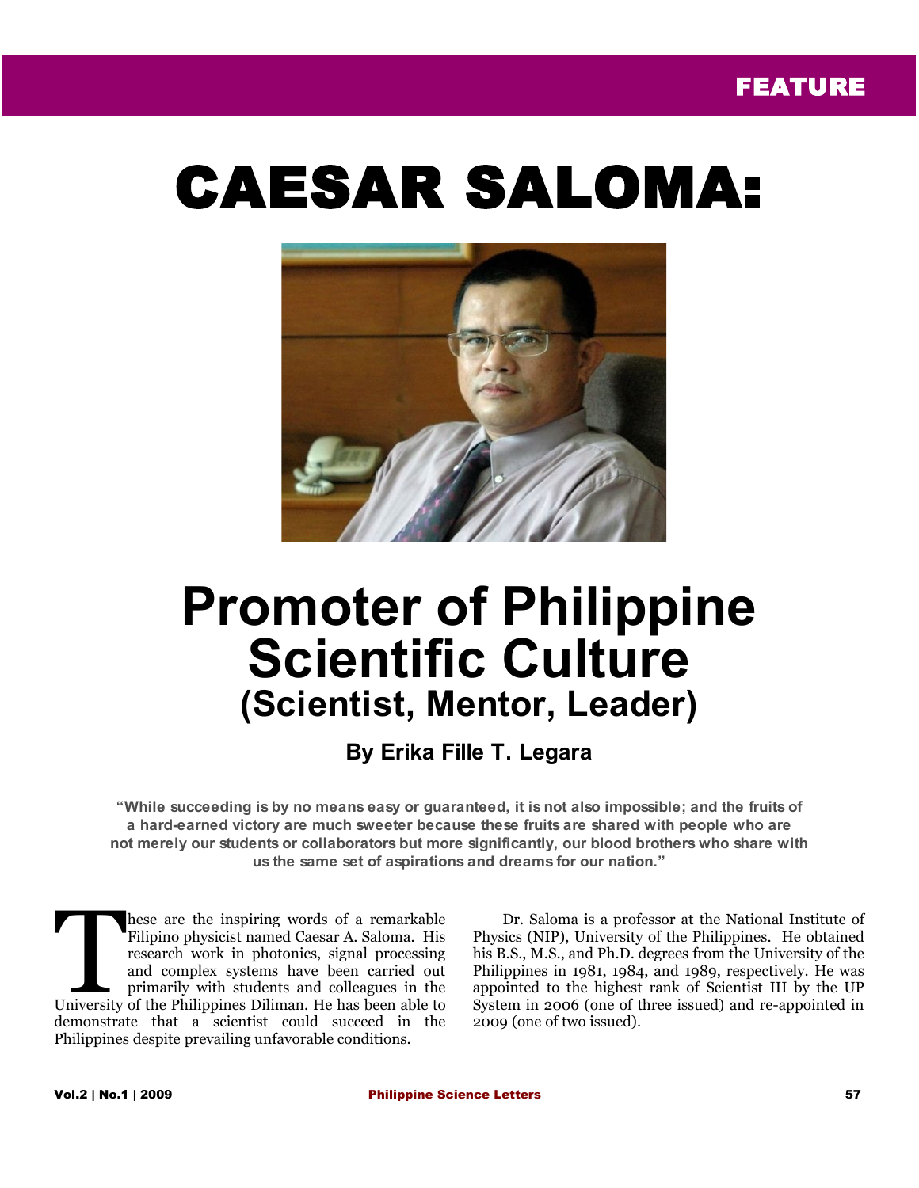FEATURE

# CAESAR SALOMA:

# Promoter of Philippine Scientific Culture
## (Scientist, Mentor, Leader)

### By Erika Fille T. Legara

**"While succeeding is by no means easy or guaranteed, it is not also impossible; and the fruits of a hard-earned victory are much sweeter because these fruits are shared with people who are not merely our students or collaborators but more significantly, our blood brothers who share with us the same set of aspirations and dreams for our nation."**

These are the inspiring words of a remarkable Filipino physicist named Caesar A. Saloma. His research work in photonics, signal processing and complex systems have been carried out primarily with students and colleagues in the University of the Philippines Diliman. He has been able to demonstrate that a scientist could succeed in the Philippines despite prevailing unfavorable conditions.

Dr. Saloma is a professor at the National Institute of Physics (NIP), University of the Philippines. He obtained his B.S., M.S., and Ph.D. degrees from the University of the Philippines in 1981, 1984, and 1989, respectively. He was appointed to the highest rank of Scientist III by the UP System in 2006 (one of three issued) and re-appointed in 2009 (one of two issued).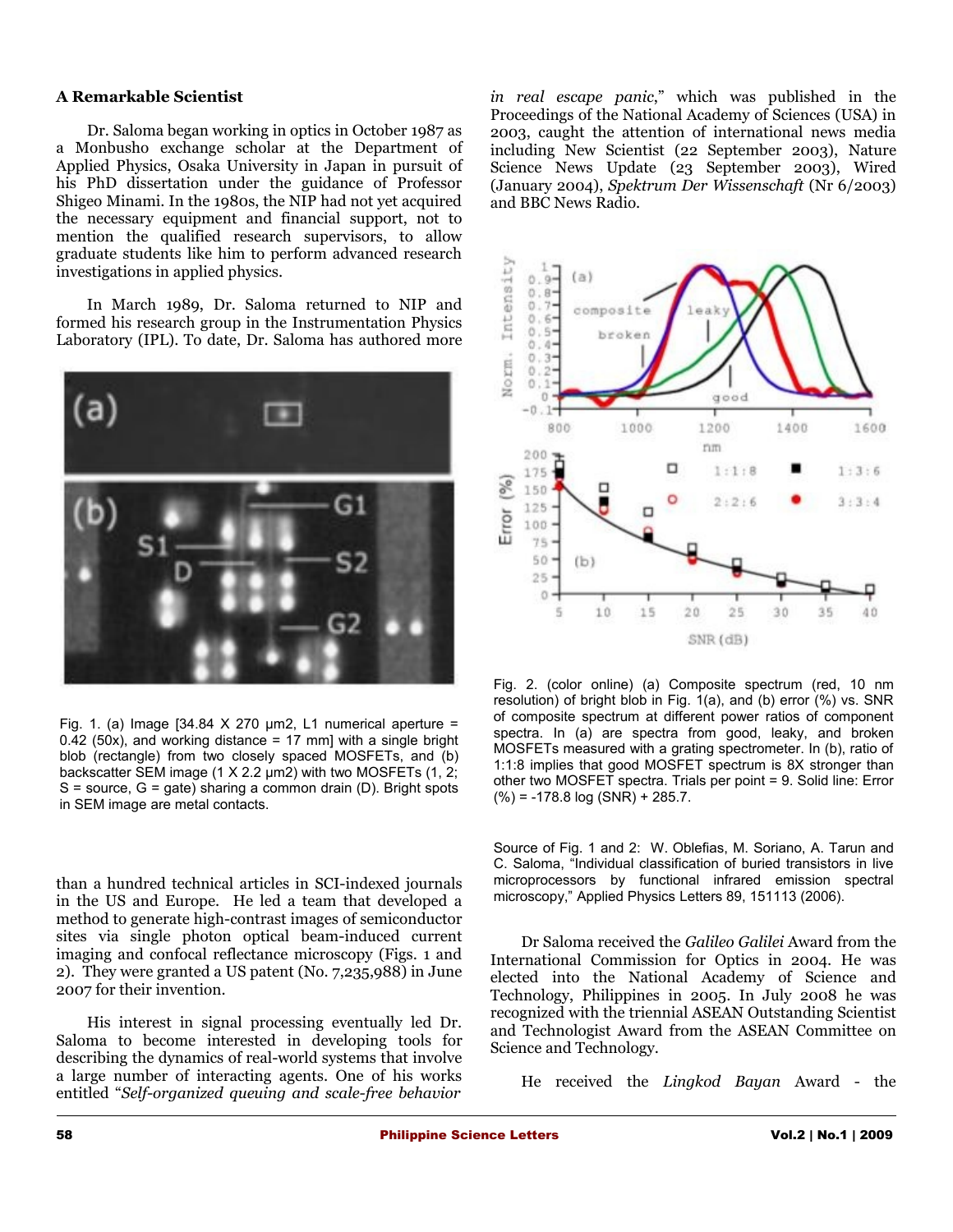### A Remarkable Scientist

Dr. Saloma began working in optics in October 1987 as a Monbusho exchange scholar at the Department of Applied Physics, Osaka University in Japan in pursuit of his PhD dissertation under the guidance of Professor Shigeo Minami. In the 1980s, the NIP had not yet acquired the necessary equipment and financial support, not to mention the qualified research supervisors, to allow graduate students like him to perform advanced research investigations in applied physics.

In March 1989, Dr. Saloma returned to NIP and formed his research group in the Instrumentation Physics Laboratory (IPL). To date, Dr. Saloma has authored more than a hundred technical articles in SCI-indexed journals in the US and Europe. He led a team that developed a method to generate high-contrast images of semiconductor sites via single photon optical beam-induced current imaging and confocal reflectance microscopy (Figs. 1 and 2). They were granted a US patent (No. 7,235,988) in June 2007 for their invention.

Fig. 1. (a) Image [34.84 X 270 μm2, L1 numerical aperture = 0.42 (50x), and working distance = 17 mm] with a single bright blob (rectangle) from two closely spaced MOSFETs, and (b) backscatter SEM image (1 X 2.2 μm2) with two MOSFETs (1, 2; S = source, G = gate) sharing a common drain (D). Bright spots in SEM image are metal contacts.

His interest in signal processing eventually led Dr. Saloma to become interested in developing tools for describing the dynamics of real-world systems that involve a large number of interacting agents. One of his works entitled "*Self-organized queuing and scale-free behavior in real escape panic*," which was published in the Proceedings of the National Academy of Sciences (USA) in 2003, caught the attention of international news media including New Scientist (22 September 2003), Nature Science News Update (23 September 2003), Wired (January 2004), *Spektrum Der Wissenschaft* (Nr 6/2003) and BBC News Radio.

Fig. 2. (color online) (a) Composite spectrum (red, 10 nm resolution) of bright blob in Fig. 1(a), and (b) error (%) vs. SNR of composite spectrum at different power ratios of component spectra. In (a) are spectra from good, leaky, and broken MOSFETs measured with a grating spectrometer. In (b), ratio of 1:1:8 implies that good MOSFET spectrum is 8X stronger than other two MOSFET spectra. Trials per point = 9. Solid line: Error (%) = -178.8 log (SNR) + 285.7.

Source of Fig. 1 and 2: W. Oblefias, M. Soriano, A. Tarun and C. Saloma, "Individual classification of buried transistors in live microprocessors by functional infrared emission spectral microscopy," Applied Physics Letters 89, 151113 (2006).

Dr Saloma received the *Galileo Galilei* Award from the International Commission for Optics in 2004. He was elected into the National Academy of Science and Technology, Philippines in 2005. In July 2008 he was recognized with the triennial ASEAN Outstanding Scientist and Technologist Award from the ASEAN Committee on Science and Technology.

He received the *Lingkod Bayan* Award - the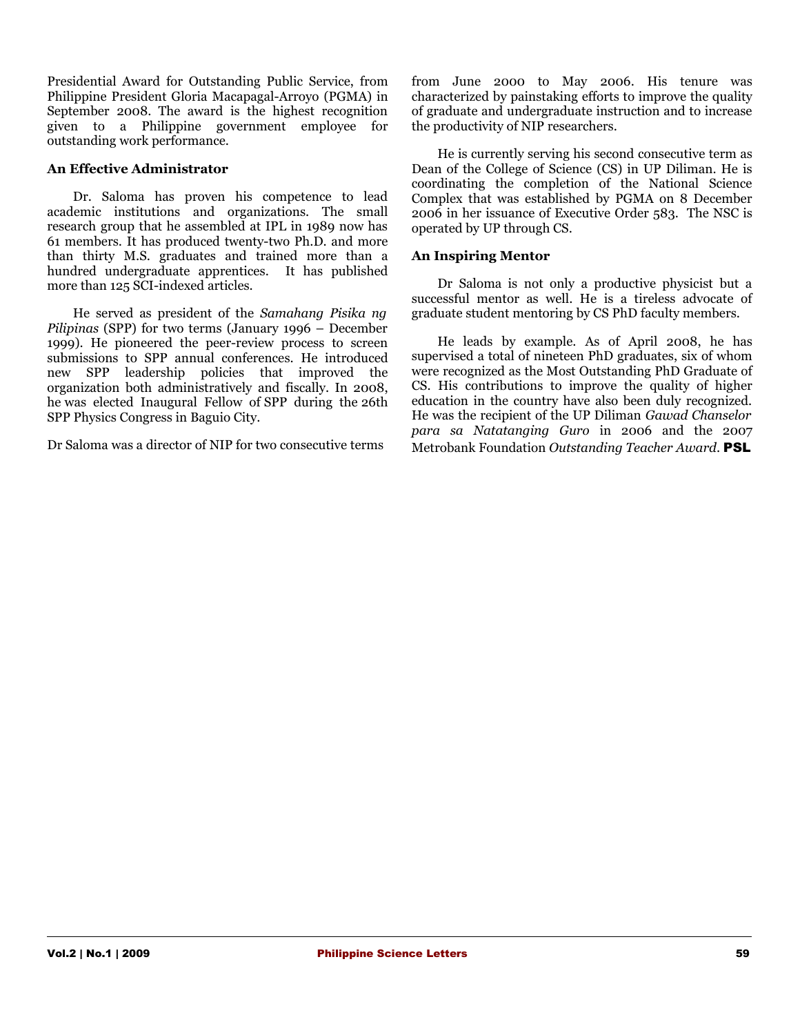Presidential Award for Outstanding Public Service, from Philippine President Gloria Macapagal-Arroyo (PGMA) in September 2008. The award is the highest recognition given to a Philippine government employee for outstanding work performance.

### An Effective Administrator

Dr. Saloma has proven his competence to lead academic institutions and organizations. The small research group that he assembled at IPL in 1989 now has 61 members. It has produced twenty-two Ph.D. and more than thirty M.S. graduates and trained more than a hundred undergraduate apprentices. It has published more than 125 SCI-indexed articles.

He served as president of the *Samahang Pisika ng Pilipinas* (SPP) for two terms (January 1996 – December 1999). He pioneered the peer-review process to screen submissions to SPP annual conferences. He introduced new SPP leadership policies that improved the organization both administratively and fiscally. In 2008, he was elected Inaugural Fellow of SPP during the 26th SPP Physics Congress in Baguio City.

Dr Saloma was a director of NIP for two consecutive terms from June 2000 to May 2006. His tenure was characterized by painstaking efforts to improve the quality of graduate and undergraduate instruction and to increase the productivity of NIP researchers.

He is currently serving his second consecutive term as Dean of the College of Science (CS) in UP Diliman. He is coordinating the completion of the National Science Complex that was established by PGMA on 8 December 2006 in her issuance of Executive Order 583. The NSC is operated by UP through CS.

### An Inspiring Mentor

Dr Saloma is not only a productive physicist but a successful mentor as well. He is a tireless advocate of graduate student mentoring by CS PhD faculty members.

He leads by example. As of April 2008, he has supervised a total of nineteen PhD graduates, six of whom were recognized as the Most Outstanding PhD Graduate of CS. His contributions to improve the quality of higher education in the country have also been duly recognized. He was the recipient of the UP Diliman *Gawad Chanselor para sa Natatanging Guro* in 2006 and the 2007 Metrobank Foundation *Outstanding Teacher Award*. **PSL**